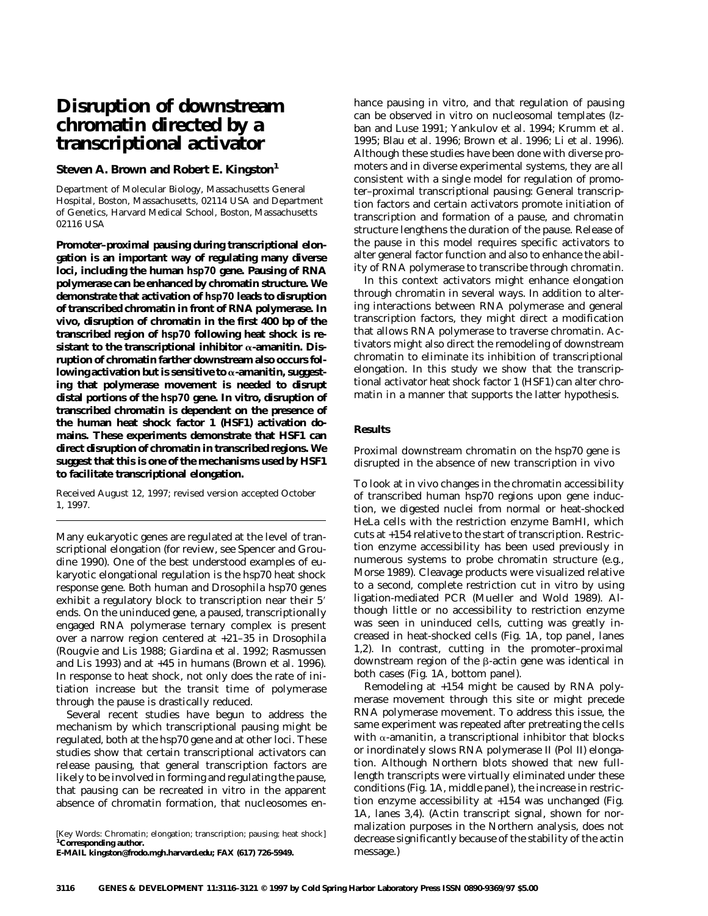# Disruption of downstream chromatin directed by a transcriptional activator

**Steven A. Brown and Robert E. Kingston[1]**

Department of Molecular Biology, Massachusetts General Hospital, Boston, Massachusetts, 02114 USA and Department of Genetics, Harvard Medical School, Boston, Massachusetts 02116 USA

**Promoter–proximal pausing during transcriptional elongation is an important way of regulating many diverse loci, including the human *hsp70* gene. Pausing of RNA polymerase can be enhanced by chromatin structure. We demonstrate that activation of *hsp70* leads to disruption of transcribed chromatin in front of RNA polymerase. In vivo, disruption of chromatin in the first 400 bp of the transcribed region of *hsp70* following heat shock is resistant to the transcriptional inhibitor α-amanitin. Disruption of chromatin farther downstream also occurs following activation but is sensitive to α-amanitin, suggesting that polymerase movement is needed to disrupt distal portions of the *hsp70* gene. In vitro, disruption of transcribed chromatin is dependent on the presence of the human heat shock factor 1 (HSF1) activation domains. These experiments demonstrate that HSF1 can direct disruption of chromatin in transcribed regions. We suggest that this is one of the mechanisms used by HSF1 to facilitate transcriptional elongation.**

Received August 12, 1997; revised version accepted October 1, 1997.

Many eukaryotic genes are regulated at the level of transcriptional elongation (for review, see Spencer and Groudine 1990). One of the best understood examples of eukaryotic elongational regulation is the hsp70 heat shock response gene. Both human and Drosophila hsp70 genes exhibit a regulatory block to transcription near their 5′ ends. On the uninduced gene, a paused, transcriptionally engaged RNA polymerase ternary complex is present over a narrow region centered at +21–35 in Drosophila (Rougvie and Lis 1988; Giardina et al. 1992; Rasmussen and Lis 1993) and at +45 in humans (Brown et al. 1996). In response to heat shock, not only does the rate of initiation increase but the transit time of polymerase through the pause is drastically reduced.

Several recent studies have begun to address the mechanism by which transcriptional pausing might be regulated, both at the hsp70 gene and at other loci. These studies show that certain transcriptional activators can release pausing, that general transcription factors are likely to be involved in forming and regulating the pause, that pausing can be recreated in vitro in the apparent absence of chromatin formation, that nucleosomes enhance pausing in vitro, and that regulation of pausing can be observed in vitro on nucleosomal templates (Izban and Luse 1991; Yankulov et al. 1994; Krumm et al. 1995; Blau et al. 1996; Brown et al. 1996; Li et al. 1996). Although these studies have been done with diverse promoters and in diverse experimental systems, they are all consistent with a single model for regulation of promoter–proximal transcriptional pausing: General transcription factors and certain activators promote initiation of transcription and formation of a pause, and chromatin structure lengthens the duration of the pause. Release of the pause in this model requires specific activators to alter general factor function and also to enhance the ability of RNA polymerase to transcribe through chromatin.

In this context activators might enhance elongation through chromatin in several ways. In addition to altering interactions between RNA polymerase and general transcription factors, they might direct a modification that allows RNA polymerase to traverse chromatin. Activators might also direct the remodeling of downstream chromatin to eliminate its inhibition of transcriptional elongation. In this study we show that the transcriptional activator heat shock factor 1 (HSF1) can alter chromatin in a manner that supports the latter hypothesis.

[Key Words: Chromatin; elongation; transcription; pausing; heat shock]
[1]**Corresponding author.**
**E-MAIL kingston@frodo.mgh.harvard.edu; FAX (617) 726-5949.**

## Results

### Proximal downstream chromatin on the hsp70 gene is disrupted in the absence of new transcription in vivo

To look at in vivo changes in the chromatin accessibility of transcribed human hsp70 regions upon gene induction, we digested nuclei from normal or heat-shocked HeLa cells with the restriction enzyme BamHI, which cuts at +154 relative to the start of transcription. Restriction enzyme accessibility has been used previously in numerous systems to probe chromatin structure (e.g., Morse 1989). Cleavage products were visualized relative to a second, complete restriction cut in vitro by using ligation-mediated PCR (Mueller and Wold 1989). Although little or no accessibility to restriction enzyme was seen in uninduced cells, cutting was greatly increased in heat-shocked cells (Fig. 1A, top panel, lanes 1,2). In contrast, cutting in the promoter–proximal downstream region of the β-actin gene was identical in both cases (Fig. 1A, bottom panel).

Remodeling at +154 might be caused by RNA polymerase movement through this site or might precede RNA polymerase movement. To address this issue, the same experiment was repeated after pretreating the cells with α-amanitin, a transcriptional inhibitor that blocks or inordinately slows RNA polymerase II (Pol II) elongation. Although Northern blots showed that new full-length transcripts were virtually eliminated under these conditions (Fig. 1A, middle panel), the increase in restriction enzyme accessibility at +154 was unchanged (Fig. 1A, lanes 3,4). (Actin transcript signal, shown for normalization purposes in the Northern analysis, does not decrease significantly because of the stability of the actin message.)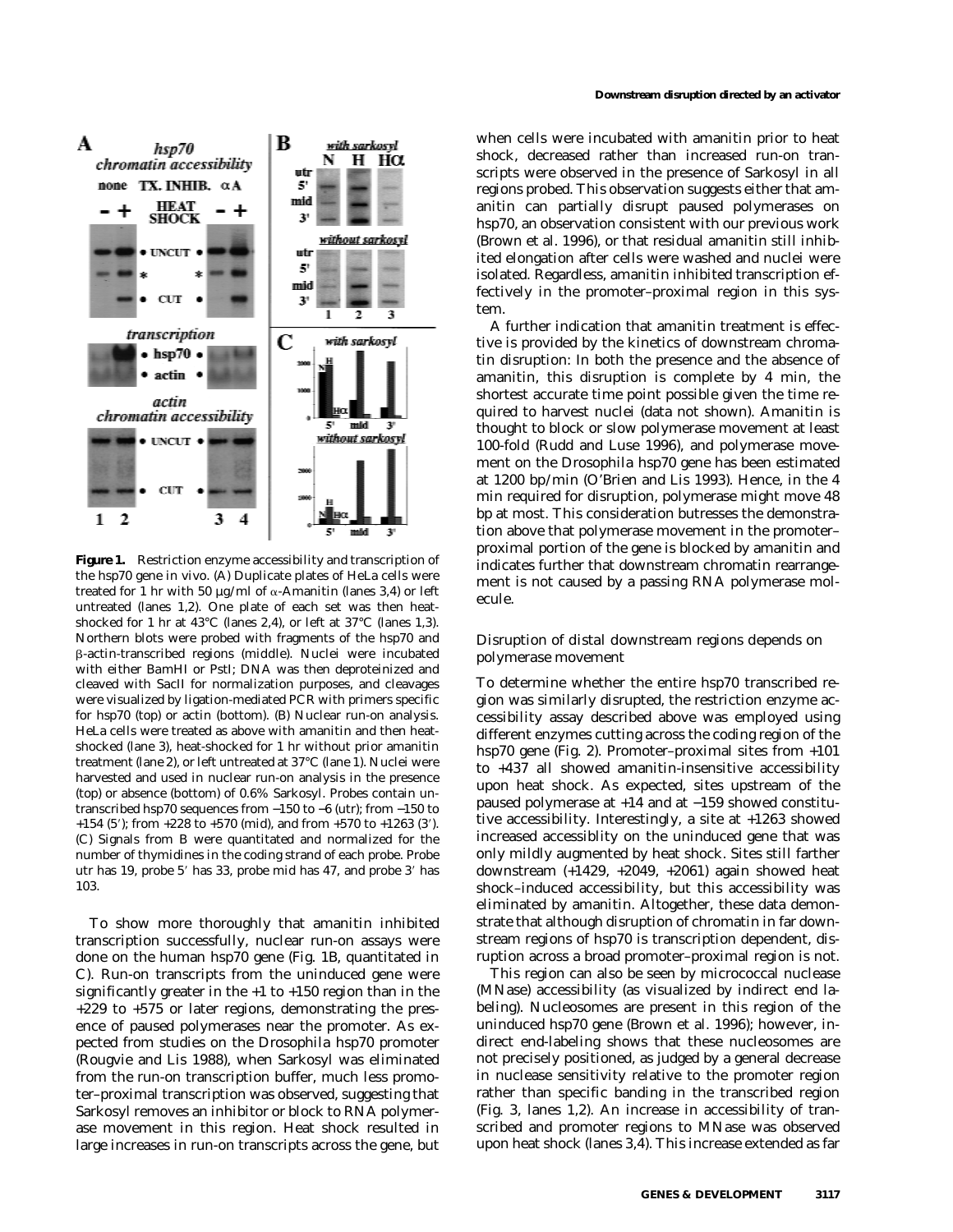**Figure 1.** Restriction enzyme accessibility and transcription of the hsp70 gene in vivo. (A) Duplicate plates of HeLa cells were treated for 1 hr with 50 µg/ml of α-Amanitin (lanes 3,4) or left untreated (lanes 1,2). One plate of each set was then heat-shocked for 1 hr at 43°C (lanes 2,4), or left at 37°C (lanes 1,3). Northern blots were probed with fragments of the hsp70 and β-actin-transcribed regions (middle). Nuclei were incubated with either BamHI or PstI; DNA was then deproteinized and cleaved with SacII for normalization purposes, and cleavages were visualized by ligation-mediated PCR with primers specific for hsp70 (top) or actin (bottom). (B) Nuclear run-on analysis. HeLa cells were treated as above with amanitin and then heat-shocked (lane 3), heat-shocked for 1 hr without prior amanitin treatment (lane 2), or left untreated at 37°C (lane 1). Nuclei were harvested and used in nuclear run-on analysis in the presence (top) or absence (bottom) of 0.6% Sarkosyl. Probes contain untranscribed hsp70 sequences from −150 to −6 (utr); from −150 to +154 (5′); from +228 to +570 (mid), and from +570 to +1263 (3′). (C) Signals from B were quantitated and normalized for the number of thymidines in the coding strand of each probe. Probe utr has 19, probe 5′ has 33, probe mid has 47, and probe 3′ has 103.

To show more thoroughly that amanitin inhibited transcription successfully, nuclear run-on assays were done on the human hsp70 gene (Fig. 1B, quantitated in C). Run-on transcripts from the uninduced gene were significantly greater in the +1 to +150 region than in the +229 to +575 or later regions, demonstrating the presence of paused polymerases near the promoter. As expected from studies on the *Drosophila* hsp70 promoter (Rougvie and Lis 1988), when Sarkosyl was eliminated from the run-on transcription buffer, much less promoter–proximal transcription was observed, suggesting that Sarkosyl removes an inhibitor or block to RNA polymerase movement in this region. Heat shock resulted in large increases in run-on transcripts across the gene, but when cells were incubated with amanitin prior to heat shock, decreased rather than increased run-on transcripts were observed in the presence of Sarkosyl in all regions probed. This observation suggests either that amanitin can partially disrupt paused polymerases on hsp70, an observation consistent with our previous work (Brown et al. 1996), or that residual amanitin still inhibited elongation after cells were washed and nuclei were isolated. Regardless, amanitin inhibited transcription effectively in the promoter–proximal region in this system.

A further indication that amanitin treatment is effective is provided by the kinetics of downstream chromatin disruption: In both the presence and the absence of amanitin, this disruption is complete by 4 min, the shortest accurate time point possible given the time required to harvest nuclei (data not shown). Amanitin is thought to block or slow polymerase movement at least 100-fold (Rudd and Luse 1996), and polymerase movement on the *Drosophila* hsp70 gene has been estimated at 1200 bp/min (O'Brien and Lis 1993). Hence, in the 4 min required for disruption, polymerase might move 48 bp at most. This consideration buttresses the demonstration above that polymerase movement in the promoter–proximal portion of the gene is blocked by amanitin and indicates further that downstream chromatin rearrangement is not caused by a passing RNA polymerase molecule.

### Disruption of distal downstream regions depends on polymerase movement

To determine whether the entire hsp70 transcribed region was similarly disrupted, the restriction enzyme accessibility assay described above was employed using different enzymes cutting across the coding region of the hsp70 gene (Fig. 2). Promoter–proximal sites from +101 to +437 all showed amanitin-insensitive accessibility upon heat shock. As expected, sites upstream of the paused polymerase at +14 and at −159 showed constitutive accessibility. Interestingly, a site at +1263 showed increased accessiblity on the uninduced gene that was only mildly augmented by heat shock. Sites still farther downstream (+1429, +2049, +2061) again showed heat shock–induced accessibility, but this accessibility was eliminated by amanitin. Altogether, these data demonstrate that although disruption of chromatin in far downstream regions of hsp70 is transcription dependent, disruption across a broad promoter–proximal region is not.

This region can also be seen by micrococcal nuclease (MNase) accessibility (as visualized by indirect end labeling). Nucleosomes are present in this region of the uninduced hsp70 gene (Brown et al. 1996); however, indirect end-labeling shows that these nucleosomes are not precisely positioned, as judged by a general decrease in nuclease sensitivity relative to the promoter region rather than specific banding in the transcribed region (Fig. 3, lanes 1,2). An increase in accessibility of transcribed and promoter regions to MNase was observed upon heat shock (lanes 3,4). This increase extended as far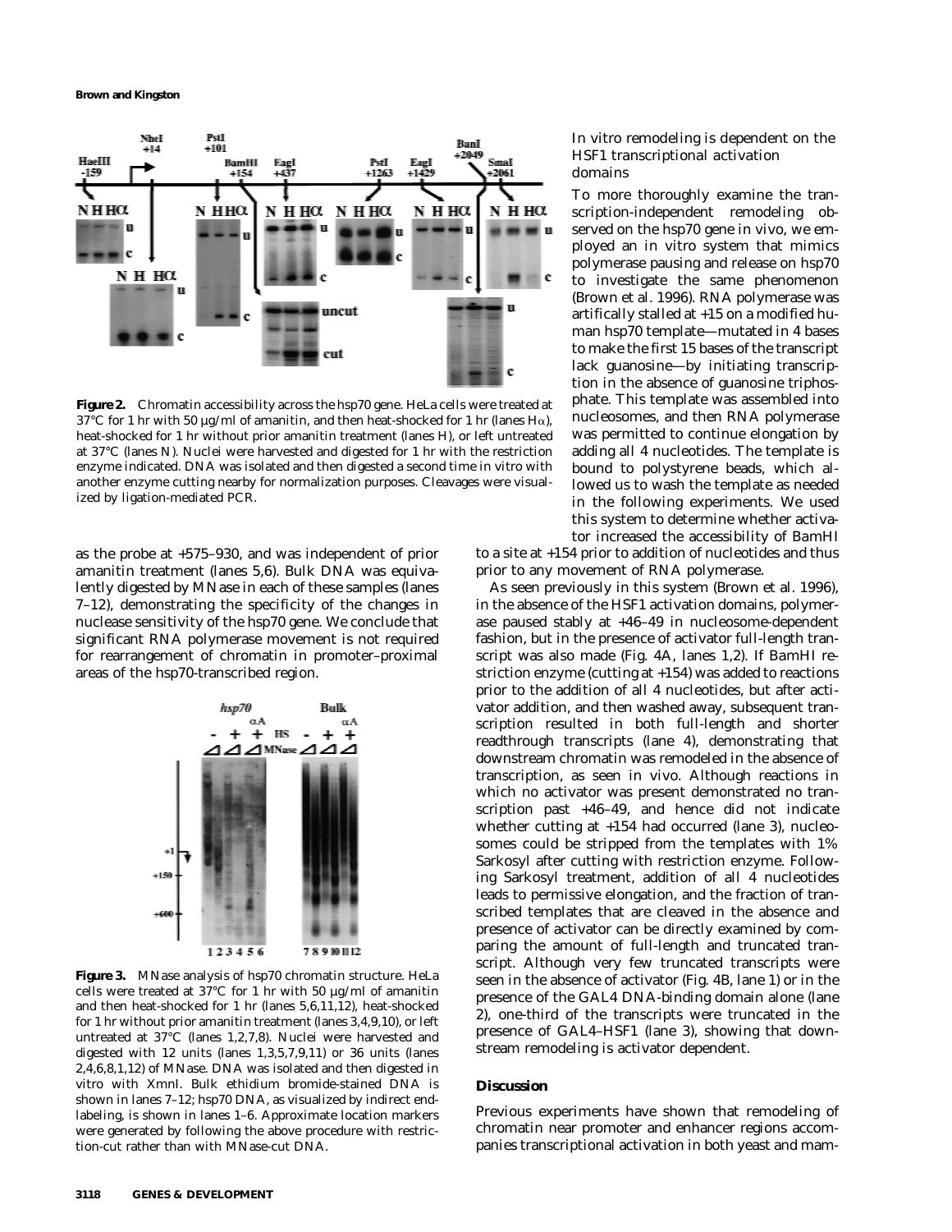**Figure 2.** Chromatin accessibility across the hsp70 gene. HeLa cells were treated at 37°C for 1 hr with 50 µg/ml of amanitin, and then heat-shocked for 1 hr (lanes Hα), heat-shocked for 1 hr without prior amanitin treatment (lanes H), or left untreated at 37°C (lanes N). Nuclei were harvested and digested for 1 hr with the restriction enzyme indicated. DNA was isolated and then digested a second time in vitro with another enzyme cutting nearby for normalization purposes. Cleavages were visualized by ligation-mediated PCR.

as the probe at +575–930, and was independent of prior amanitin treatment (lanes 5,6). Bulk DNA was equivalently digested by MNase in each of these samples (lanes 7–12), demonstrating the specificity of the changes in nuclease sensitivity of the hsp70 gene. We conclude that significant RNA polymerase movement is not required for rearrangement of chromatin in promoter–proximal areas of the hsp70-transcribed region.

**Figure 3.** MNase analysis of hsp70 chromatin structure. HeLa cells were treated at 37°C for 1 hr with 50 µg/ml of amanitin and then heat-shocked for 1 hr (lanes 5,6,11,12), heat-shocked for 1 hr without prior amanitin treatment (lanes 3,4,9,10), or left untreated at 37°C (lanes 1,2,7,8). Nuclei were harvested and digested with 12 units (lanes 1,3,5,7,9,11) or 36 units (lanes 2,4,6,8,1,12) of MNase. DNA was isolated and then digested in vitro with XmnI. Bulk ethidium bromide-stained DNA is shown in lanes 7–12; hsp70 DNA, as visualized by indirect end-labeling, is shown in lanes 1–6. Approximate location markers were generated by following the above procedure with restriction-cut rather than with MNase-cut DNA.

### In vitro remodeling is dependent on the HSF1 transcriptional activation domains

To more thoroughly examine the transcription-independent remodeling observed on the hsp70 gene in vivo, we employed an in vitro system that mimics polymerase pausing and release on hsp70 to investigate the same phenomenon (Brown et al. 1996). RNA polymerase was artificially stalled at +15 on a modified human hsp70 template—mutated in 4 bases to make the first 15 bases of the transcript lack guanosine—by initiating transcription in the absence of guanosine triphosphate. This template was assembled into nucleosomes, and then RNA polymerase was permitted to continue elongation by adding all 4 nucleotides. The template is bound to polystyrene beads, which allowed us to wash the template as needed in the following experiments. We used this system to determine whether activator increased the accessibility of BamHI to a site at +154 prior to addition of nucleotides and thus prior to any movement of RNA polymerase.

As seen previously in this system (Brown et al. 1996), in the absence of the HSF1 activation domains, polymerase paused stably at +46–49 in nucleosome-dependent fashion, but in the presence of activator full-length transcript was also made (Fig. 4A, lanes 1,2). If BamHI restriction enzyme (cutting at +154) was added to reactions prior to the addition of all 4 nucleotides, but after activator addition, and then washed away, subsequent transcription resulted in both full-length and shorter readthrough transcripts (lane 4), demonstrating that downstream chromatin was remodeled in the absence of transcription, as seen in vivo. Although reactions in which no activator was present demonstrated no transcription past +46–49, and hence did not indicate whether cutting at +154 had occurred (lane 3), nucleosomes could be stripped from the templates with 1% Sarkosyl after cutting with restriction enzyme. Following Sarkosyl treatment, addition of all 4 nucleotides leads to permissive elongation, and the fraction of transcribed templates that are cleaved in the absence and presence of activator can be directly examined by comparing the amount of full-length and truncated transcript. Although very few truncated transcripts were seen in the absence of activator (Fig. 4B, lane 1) or in the presence of the GAL4 DNA-binding domain alone (lane 2), one-third of the transcripts were truncated in the presence of GAL4–HSF1 (lane 3), showing that downstream remodeling is activator dependent.

## Discussion

Previous experiments have shown that remodeling of chromatin near promoter and enhancer regions accompanies transcriptional activation in both yeast and mam-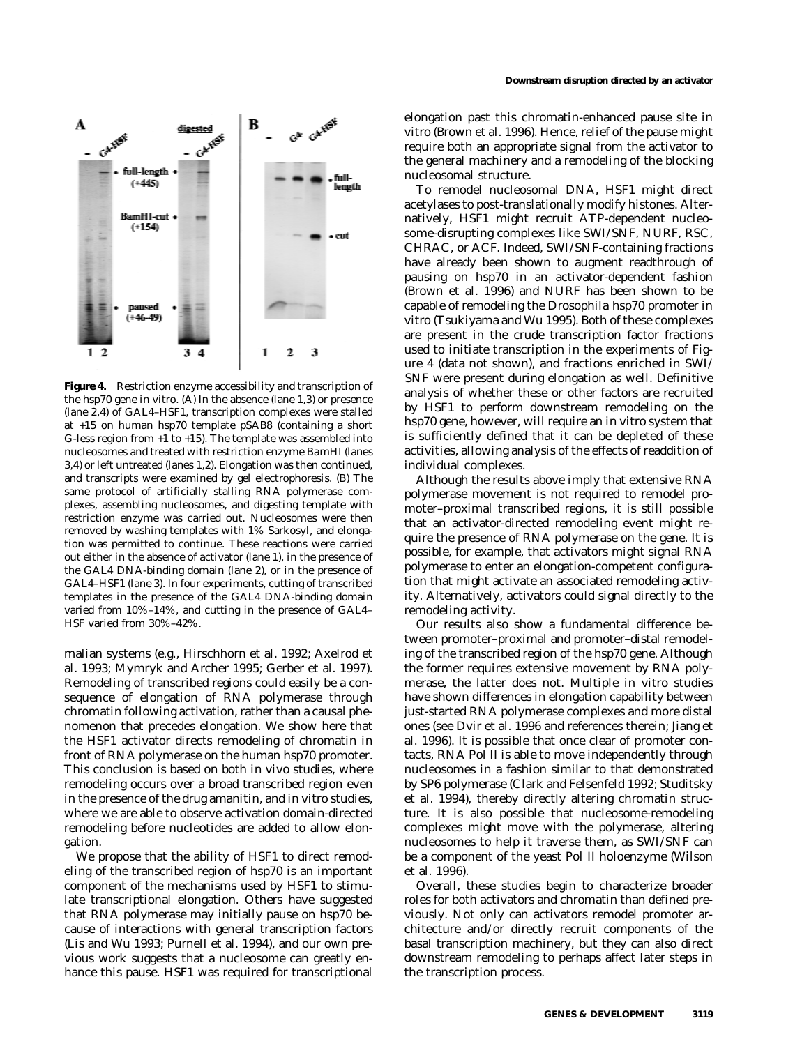**Figure 4.** Restriction enzyme accessibility and transcription of the hsp70 gene in vitro. (A) In the absence (lane 1,3) or presence (lane 2,4) of GAL4–HSF1, transcription complexes were stalled at +15 on human hsp70 template pSAB8 (containing a short G-less region from +1 to +15). The template was assembled into nucleosomes and treated with restriction enzyme BamHI (lanes 3,4) or left untreated (lanes 1,2). Elongation was then continued, and transcripts were examined by gel electrophoresis. (B) The same protocol of artificially stalling RNA polymerase complexes, assembling nucleosomes, and digesting template with restriction enzyme was carried out. Nucleosomes were then removed by washing templates with 1% Sarkosyl, and elongation was permitted to continue. These reactions were carried out either in the absence of activator (lane 1), in the presence of the GAL4 DNA-binding domain (lane 2), or in the presence of GAL4–HSF1 (lane 3). In four experiments, cutting of transcribed templates in the presence of the GAL4 DNA-binding domain varied from 10%–14%, and cutting in the presence of GAL4–HSF varied from 30%–42%.

malian systems (e.g., Hirschhorn et al. 1992; Axelrod et al. 1993; Mymryk and Archer 1995; Gerber et al. 1997). Remodeling of transcribed regions could easily be a consequence of elongation of RNA polymerase through chromatin following activation, rather than a causal phenomenon that precedes elongation. We show here that the HSF1 activator directs remodeling of chromatin in front of RNA polymerase on the human hsp70 promoter. This conclusion is based on both in vivo studies, where remodeling occurs over a broad transcribed region even in the presence of the drug amanitin, and in vitro studies, where we are able to observe activation domain-directed remodeling before nucleotides are added to allow elongation.

We propose that the ability of HSF1 to direct remodeling of the transcribed region of hsp70 is an important component of the mechanisms used by HSF1 to stimulate transcriptional elongation. Others have suggested that RNA polymerase may initially pause on hsp70 because of interactions with general transcription factors (Lis and Wu 1993; Purnell et al. 1994), and our own previous work suggests that a nucleosome can greatly enhance this pause. HSF1 was required for transcriptional elongation past this chromatin-enhanced pause site in vitro (Brown et al. 1996). Hence, relief of the pause might require both an appropriate signal from the activator to the general machinery and a remodeling of the blocking nucleosomal structure.

To remodel nucleosomal DNA, HSF1 might direct acetylases to post-translationally modify histones. Alternatively, HSF1 might recruit ATP-dependent nucleosome-disrupting complexes like SWI/SNF, NURF, RSC, CHRAC, or ACF. Indeed, SWI/SNF-containing fractions have already been shown to augment readthrough of pausing on hsp70 in an activator-dependent fashion (Brown et al. 1996) and NURF has been shown to be capable of remodeling the Drosophila hsp70 promoter in vitro (Tsukiyama and Wu 1995). Both of these complexes are present in the crude transcription factor fractions used to initiate transcription in the experiments of Figure 4 (data not shown), and fractions enriched in SWI/SNF were present during elongation as well. Definitive analysis of whether these or other factors are recruited by HSF1 to perform downstream remodeling on the hsp70 gene, however, will require an in vitro system that is sufficiently defined that it can be depleted of these activities, allowing analysis of the effects of readdition of individual complexes.

Although the results above imply that extensive RNA polymerase movement is not required to remodel promoter–proximal transcribed regions, it is still possible that an activator-directed remodeling event might require the presence of RNA polymerase on the gene. It is possible, for example, that activators might signal RNA polymerase to enter an elongation-competent configuration that might activate an associated remodeling activity. Alternatively, activators could signal directly to the remodeling activity.

Our results also show a fundamental difference between promoter–proximal and promoter–distal remodeling of the transcribed region of the hsp70 gene. Although the former requires extensive movement by RNA polymerase, the latter does not. Multiple in vitro studies have shown differences in elongation capability between just-started RNA polymerase complexes and more distal ones (see Dvir et al. 1996 and references therein; Jiang et al. 1996). It is possible that once clear of promoter contacts, RNA Pol II is able to move independently through nucleosomes in a fashion similar to that demonstrated by SP6 polymerase (Clark and Felsenfeld 1992; Studitsky et al. 1994), thereby directly altering chromatin structure. It is also possible that nucleosome-remodeling complexes might move with the polymerase, altering nucleosomes to help it traverse them, as SWI/SNF can be a component of the yeast Pol II holoenzyme (Wilson et al. 1996).

Overall, these studies begin to characterize broader roles for both activators and chromatin than defined previously. Not only can activators remodel promoter architecture and/or directly recruit components of the basal transcription machinery, but they can also direct downstream remodeling to perhaps affect later steps in the transcription process.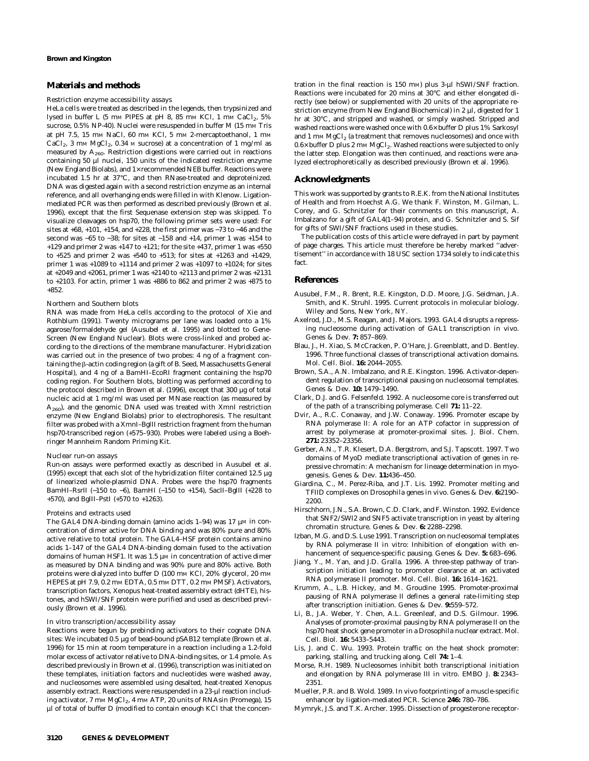## Materials and methods

### Restriction enzyme accessibility assays

HeLa cells were treated as described in the legends, then trypsinized and lysed in buffer L (5 mM PIPES at pH 8, 85 mM KCl, 1 mM $CaCl_2$, 5% sucrose, 0.5% NP-40). Nuclei were resuspended in buffer M (15 mM Tris at pH 7.5, 15 mM NaCl, 60 mM KCl, 5 mM 2-mercaptoethanol, 1 mM $CaCl_2$, 3 mM $MgCl_2$, 0.34 M sucrose) at a concentration of 1 mg/ml as measured by $A_{260}$. Restriction digestions were carried out in reactions containing 50 µl nuclei, 150 units of the indicated restriction enzyme (New England Biolabs), and 1× recommended NEB buffer. Reactions were incubated 1.5 hr at 37°C, and then RNase-treated and deproteinized. DNA was digested again with a second restriction enzyme as an internal reference, and all overhanging ends were filled in with Klenow. Ligation-mediated PCR was then performed as described previously (Brown et al. 1996), except that the first Sequenase extension step was skipped. To visualize cleavages on hsp70, the following primer sets were used: For sites at +68, +101, +154, and +228, the first primer was −73 to −46 and the second was −65 to −38; for sites at −158 and +14, primer 1 was +154 to +129 and primer 2 was +147 to +121; for the site +437, primer 1 was +550 to +525 and primer 2 was +540 to +513; for sites at +1263 and +1429, primer 1 was +1089 to +1114 and primer 2 was +1097 to +1024; for sites at +2049 and +2061, primer 1 was +2140 to +2113 and primer 2 was +2131 to +2103. For actin, primer 1 was +886 to 862 and primer 2 was +875 to +852.

### Northern and Southern blots

RNA was made from HeLa cells according to the protocol of Xie and Rothblum (1991). Twenty micrograms per lane was loaded onto a 1% agarose/formaldehyde gel (Ausubel et al. 1995) and blotted to Gene-Screen (New England Nuclear). Blots were cross-linked and probed according to the directions of the membrane manufacturer. Hybridization was carried out in the presence of two probes: 4 ng of a fragment containing the β-actin coding region (a gift of B. Seed, Massachusetts General Hospital), and 4 ng of a BamHI–EcoRI fragment containing the hsp70 coding region. For Southern blots, blotting was performed according to the protocol described in Brown et al. (1996), except that 300 µg of total nucleic acid at 1 mg/ml was used per MNase reaction (as measured by $A_{260}$), and the genomic DNA used was treated with XmnI restriction enzyme (New England Biolabs) prior to electrophoresis. The resultant filter was probed with a XmnI–BglII restriction fragment from the human hsp70-transcribed region (+575–930). Probes were labeled using a Boehringer Mannheim Random Priming Kit.

### Nuclear run-on assays

Run-on assays were performed exactly as described in Ausubel et al. (1995) except that each slot of the hybridization filter contained 12.5 µg of linearized whole-plasmid DNA. Probes were the hsp70 fragments BamHI–RsrII (−150 to −6), BamHI (−150 to +154), SacII–BglII (+228 to +570), and BglII–PstI (+570 to +1263).

### Proteins and extracts used

The GAL4 DNA-binding domain (amino acids 1–94) was 17 µM in concentration of dimer active for DNA binding and was 80% pure and 80% active relative to total protein. The GAL4–HSF protein contains amino acids 1–147 of the GAL4 DNA-binding domain fused to the activation domains of human HSF1. It was 1.5 µM in concentration of active dimer as measured by DNA binding and was 90% pure and 80% active. Both proteins were dialyzed into buffer D (100 mM KCl, 20% glycerol, 20 mM HEPES at pH 7.9, 0.2 mM EDTA, 0.5 mM DTT, 0.2 mM PMSF). Activators, transcription factors, Xenopus heat-treated assembly extract (dHTE), histones, and hSWI/SNF protein were purified and used as described previously (Brown et al. 1996).

### In vitro transcription/accessibility assay

Reactions were begun by prebinding activators to their cognate DNA sites: We incubated 0.5 µg of bead-bound pSAB12 template (Brown et al. 1996) for 15 min at room temperature in a reaction including a 1.2-fold molar excess of activator relative to DNA-binding sites, or 1.4 pmole. As described previously in Brown et al. (1996), transcription was initiated on these templates, initiation factors and nucleotides were washed away, and nucleosomes were assembled using desalted, heat-treated Xenopus assembly extract. Reactions were resuspended in a 23-µl reaction including activator, 7 mM $MgCl_2$, 4 mM ATP, 20 units of RNAsin (Promega), 15 µl of total of buffer D (modified to contain enough KCl that the concentration in the final reaction is 150 mM) plus 3-µl hSWI/SNF fraction. Reactions were incubated for 20 mins at 30°C and either elongated directly (see below) or supplemented with 20 units of the appropriate restriction enzyme (from New England Biochemical) in 2 µl, digested for 1 hr at 30°C, and stripped and washed, or simply washed. Stripped and washed reactions were washed once with 0.6× buffer D plus 1% Sarkosyl and 1 mM $MgCl_2$ (a treatment that removes nucleosomes) and once with 0.6× buffer D plus 2 mM $MgCl_2$. Washed reactions were subjected to only the latter step. Elongation was then continued, and reactions were analyzed electrophoretically as described previously (Brown et al. 1996).

## Acknowledgments

This work was supported by grants to R.E.K. from the National Institutes of Health and from Hoechst A.G. We thank F. Winston, M. Gilman, L. Corey, and G. Schnitzler for their comments on this manuscript, A. Imbalzano for a gift of GAL4(1–94) protein, and G. Schnitzler and S. Sif for gifts of SWI/SNF fractions used in these studies.

The publication costs of this article were defrayed in part by payment of page charges. This article must therefore be hereby marked "advertisement" in accordance with 18 USC section 1734 solely to indicate this fact.

## References

Ausubel, F.M., R. Brent, R.E. Kingston, D.D. Moore, J.G. Seidman, J.A. Smith, and K. Struhl. 1995. *Current protocols in molecular biology*. Wiley and Sons, New York, NY.

Axelrod, J.D., M.S. Reagan, and J. Majors. 1993. GAL4 disrupts a repressing nucleosome during activation of GAL1 transcription in vivo. *Genes & Dev.* **7:** 857–869.

Blau, J., H. Xiao, S. McCracken, P. O'Hare, J. Greenblatt, and D. Bentley. 1996. Three functional classes of transcriptional activation domains. *Mol. Cell. Biol.* **16:** 2044–2055.

Brown, S.A., A.N. Imbalzano, and R.E. Kingston. 1996. Activator-dependent regulation of transcriptional pausing on nucleosomal templates. *Genes & Dev.* **10:** 1479–1490.

Clark, D.J. and G. Felsenfeld. 1992. A nucleosome core is transferred out of the path of a transcribing polymerase. *Cell* **71:** 11–22.

Dvir, A., R.C. Conaway, and J.W. Conaway. 1996. Promoter escape by RNA polymerase II: A role for an ATP cofactor in suppression of arrest by polymerase at promoter-proximal sites. *J. Biol. Chem.* **271:** 23352–23356.

Gerber, A.N., T.R. Klesert, D.A. Bergstrom, and S.J. Tapscott. 1997. Two domains of MyoD mediate transcriptional activation of genes in repressive chromatin: A mechanism for lineage determination in myogenesis. *Genes & Dev.* **11:**436–450.

Giardina, C., M. Perez-Riba, and J.T. Lis. 1992. Promoter melting and TFIID complexes on *Drosophila* genes in vivo. *Genes & Dev.* **6:**2190–2200.

Hirschhorn, J.N., S.A. Brown, C.D. Clark, and F. Winston. 1992. Evidence that SNF2/SWI2 and SNF5 activate transcription in yeast by altering chromatin structure. *Genes & Dev.* **6:** 2288–2298.

Izban, M.G. and D.S. Luse 1991. Transcription on nucleosomal templates by RNA polymerase II in vitro: Inhibition of elongation with enhancement of sequence-specific pausing. *Genes & Dev.* **5:** 683–696.

Jiang, Y., M. Yan, and J.D. Gralla. 1996. A three-step pathway of transcription initiation leading to promoter clearance at an activated RNA polymerase II promoter. *Mol. Cell. Biol.* **16:** 1614–1621.

Krumm, A., L.B. Hickey, and M. Groudine 1995. Promoter-proximal pausing of RNA polymerase II defines a general rate-limiting step after transcription initiation. *Genes & Dev.* **9:**559–572.

Li, B., J.A. Weber, Y. Chen, A.L. Greenleaf, and D.S. Gilmour. 1996. Analyses of promoter-proximal pausing by RNA polymerase II on the hsp70 heat shock gene promoter in a *Drosophila* nuclear extract. *Mol. Cell. Biol.* **16:** 5433–5443.

Lis, J. and C. Wu. 1993. Protein traffic on the heat shock promoter: parking, stalling, and trucking along. *Cell* **74:** 1–4.

Morse, R.H. 1989. Nucleosomes inhibit both transcriptional initiation and elongation by RNA polymerase III in vitro. *EMBO J.* **8:** 2343–2351.

Mueller, P.R. and B. Wold. 1989. In vivo footprinting of a muscle-specific enhancer by ligation-mediated PCR. *Science* **246:** 780–786.

Mymryk, J.S. and T.K. Archer. 1995. Dissection of progesterone receptor-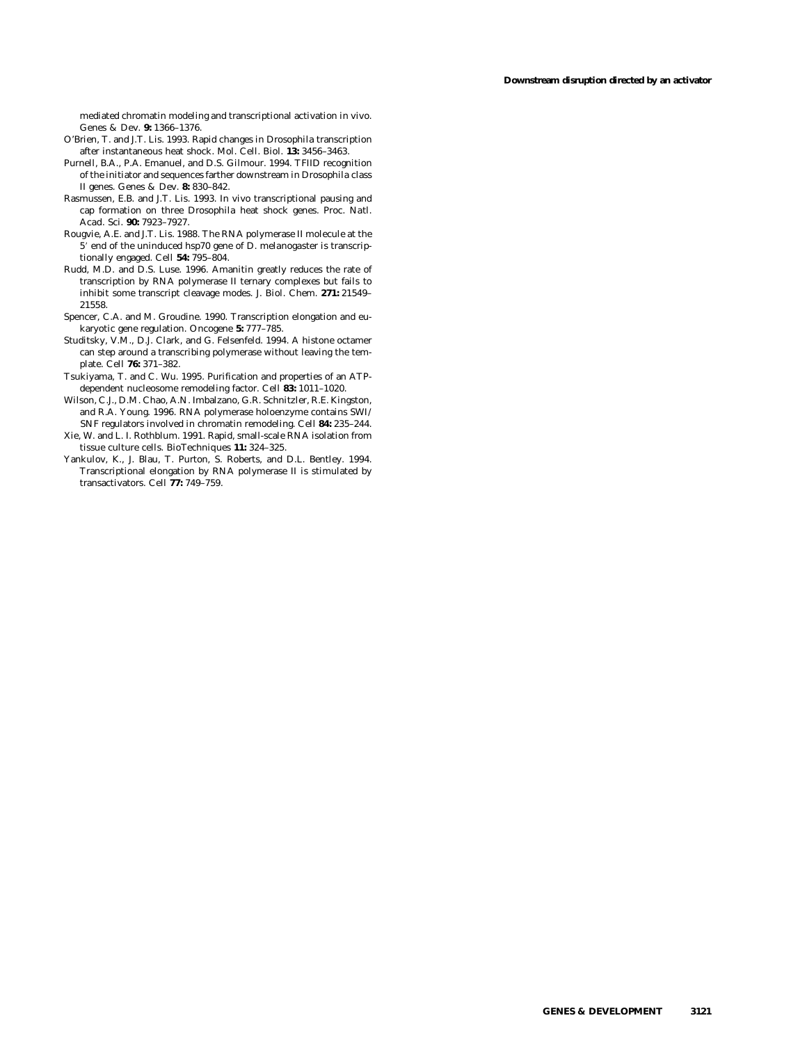mediated chromatin modeling and transcriptional activation in vivo. Genes & Dev. **9:** 1366–1376.

O'Brien, T. and J.T. Lis. 1993. Rapid changes in Drosophila transcription after instantaneous heat shock. Mol. Cell. Biol. **13:** 3456–3463.

Purnell, B.A., P.A. Emanuel, and D.S. Gilmour. 1994. TFIID recognition of the initiator and sequences farther downstream in Drosophila class II genes. Genes & Dev. **8:** 830–842.

Rasmussen, E.B. and J.T. Lis. 1993. In vivo transcriptional pausing and cap formation on three Drosophila heat shock genes. Proc. Natl. Acad. Sci. **90:** 7923–7927.

Rougvie, A.E. and J.T. Lis. 1988. The RNA polymerase II molecule at the 5′ end of the uninduced hsp70 gene of D. melanogaster is transcriptionally engaged. Cell **54:** 795–804.

Rudd, M.D. and D.S. Luse. 1996. Amanitin greatly reduces the rate of transcription by RNA polymerase II ternary complexes but fails to inhibit some transcript cleavage modes. J. Biol. Chem. **271:** 21549–21558.

Spencer, C.A. and M. Groudine. 1990. Transcription elongation and eukaryotic gene regulation. Oncogene **5:** 777–785.

Studitsky, V.M., D.J. Clark, and G. Felsenfeld. 1994. A histone octamer can step around a transcribing polymerase without leaving the template. Cell **76:** 371–382.

Tsukiyama, T. and C. Wu. 1995. Purification and properties of an ATP-dependent nucleosome remodeling factor. Cell **83:** 1011–1020.

Wilson, C.J., D.M. Chao, A.N. Imbalzano, G.R. Schnitzler, R.E. Kingston, and R.A. Young. 1996. RNA polymerase holoenzyme contains SWI/SNF regulators involved in chromatin remodeling. Cell **84:** 235–244.

Xie, W. and L. I. Rothblum. 1991. Rapid, small-scale RNA isolation from tissue culture cells. BioTechniques **11:** 324–325.

Yankulov, K., J. Blau, T. Purton, S. Roberts, and D.L. Bentley. 1994. Transcriptional elongation by RNA polymerase II is stimulated by transactivators. Cell **77:** 749–759.